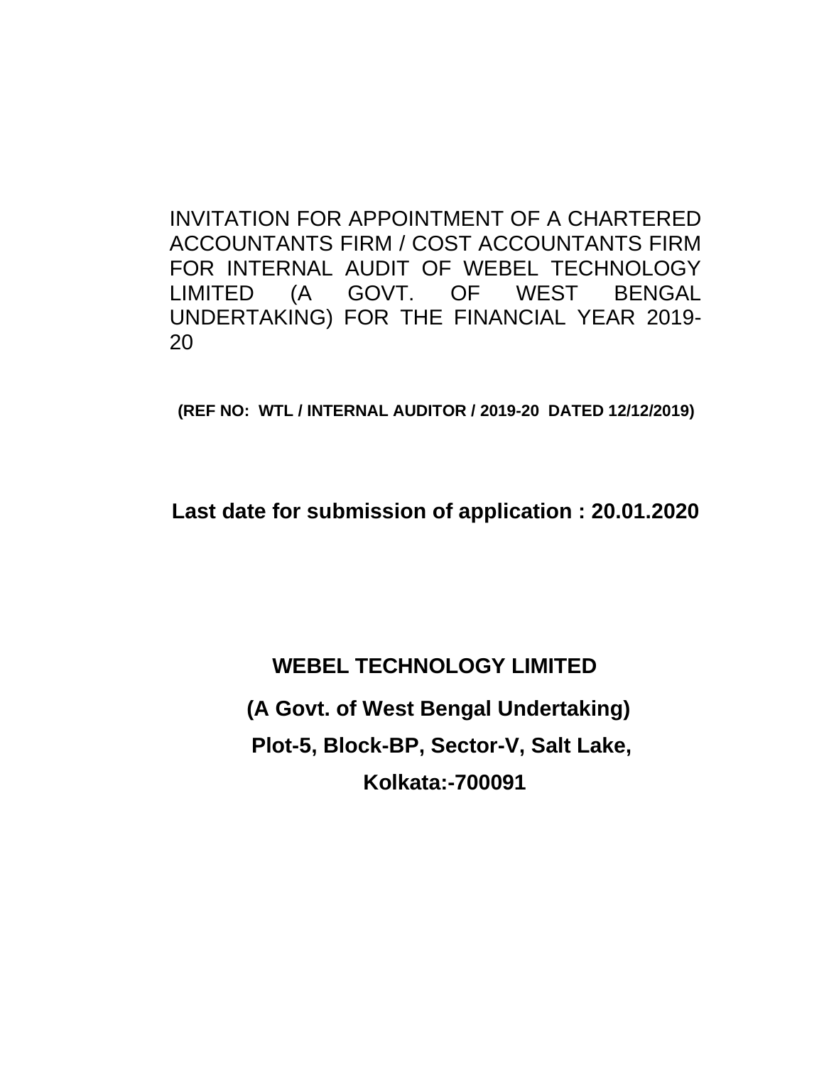# INVITATION FOR APPOINTMENT OF A CHARTERED ACCOUNTANTS FIRM / COST ACCOUNTANTS FIRM FOR INTERNAL AUDIT OF WEBEL TECHNOLOGY LIMITED (A GOVT. OF WEST BENGAL UNDERTAKING) FOR THE FINANCIAL YEAR 2019-20

**(REF NO: WTL / INTERNAL AUDITOR / 2019-20 DATED 12/12/2019)**

**Last date for submission of application : 20.01.2020**

**WEBEL TECHNOLOGY LIMITED**

**(A Govt. of West Bengal Undertaking)**

**Plot-5, Block-BP, Sector-V, Salt Lake,**

**Kolkata:-700091**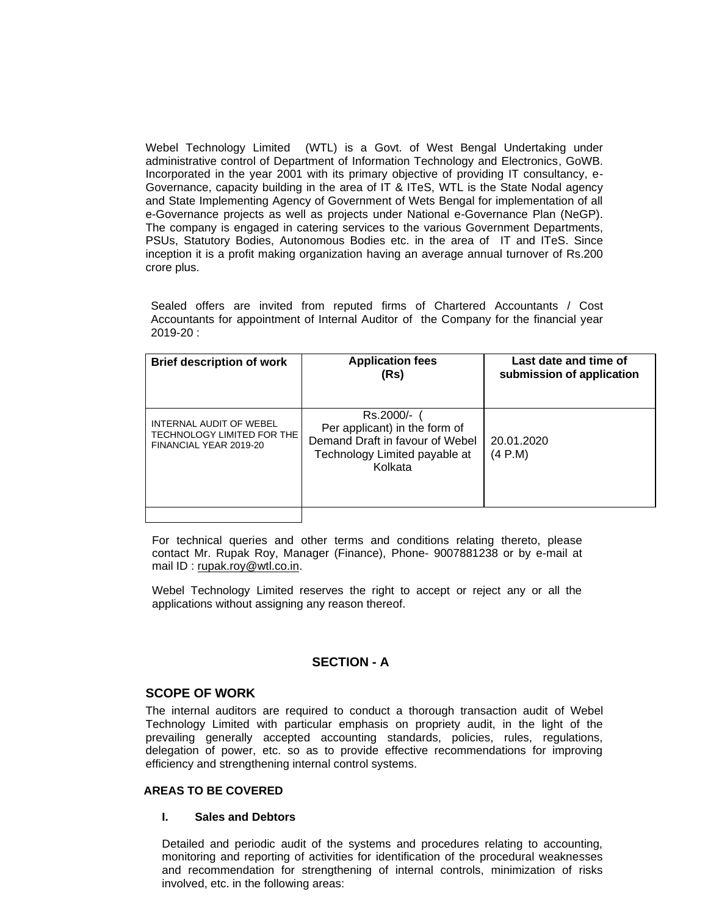Webel Technology Limited (WTL) is a Govt. of West Bengal Undertaking under administrative control of Department of Information Technology and Electronics, GoWB. Incorporated in the year 2001 with its primary objective of providing IT consultancy, e-Governance, capacity building in the area of IT & ITeS, WTL is the State Nodal agency and State Implementing Agency of Government of Wets Bengal for implementation of all e-Governance projects as well as projects under National e-Governance Plan (NeGP). The company is engaged in catering services to the various Government Departments, PSUs, Statutory Bodies, Autonomous Bodies etc. in the area of IT and ITeS. Since inception it is a profit making organization having an average annual turnover of Rs.200 crore plus.

Sealed offers are invited from reputed firms of Chartered Accountants / Cost Accountants for appointment of Internal Auditor of the Company for the financial year 2019-20 :

| Brief description of work | Application fees (Rs) | Last date and time of submission of application |
|---|---|---|
| INTERNAL AUDIT OF WEBEL TECHNOLOGY LIMITED FOR THE FINANCIAL YEAR 2019-20 | Rs.2000/- ( Per applicant) in the form of Demand Draft in favour of Webel Technology Limited payable at Kolkata | 20.01.2020 (4 P.M) |
| | | |

For technical queries and other terms and conditions relating thereto, please contact Mr. Rupak Roy, Manager (Finance), Phone- 9007881238 or by e-mail at mail ID : rupak.roy@wtl.co.in.

Webel Technology Limited reserves the right to accept or reject any or all the applications without assigning any reason thereof.

## SECTION - A

### SCOPE OF WORK

The internal auditors are required to conduct a thorough transaction audit of Webel Technology Limited with particular emphasis on propriety audit, in the light of the prevailing generally accepted accounting standards, policies, rules, regulations, delegation of power, etc. so as to provide effective recommendations for improving efficiency and strengthening internal control systems.

### AREAS TO BE COVERED

**I. Sales and Debtors**

Detailed and periodic audit of the systems and procedures relating to accounting, monitoring and reporting of activities for identification of the procedural weaknesses and recommendation for strengthening of internal controls, minimization of risks involved, etc. in the following areas: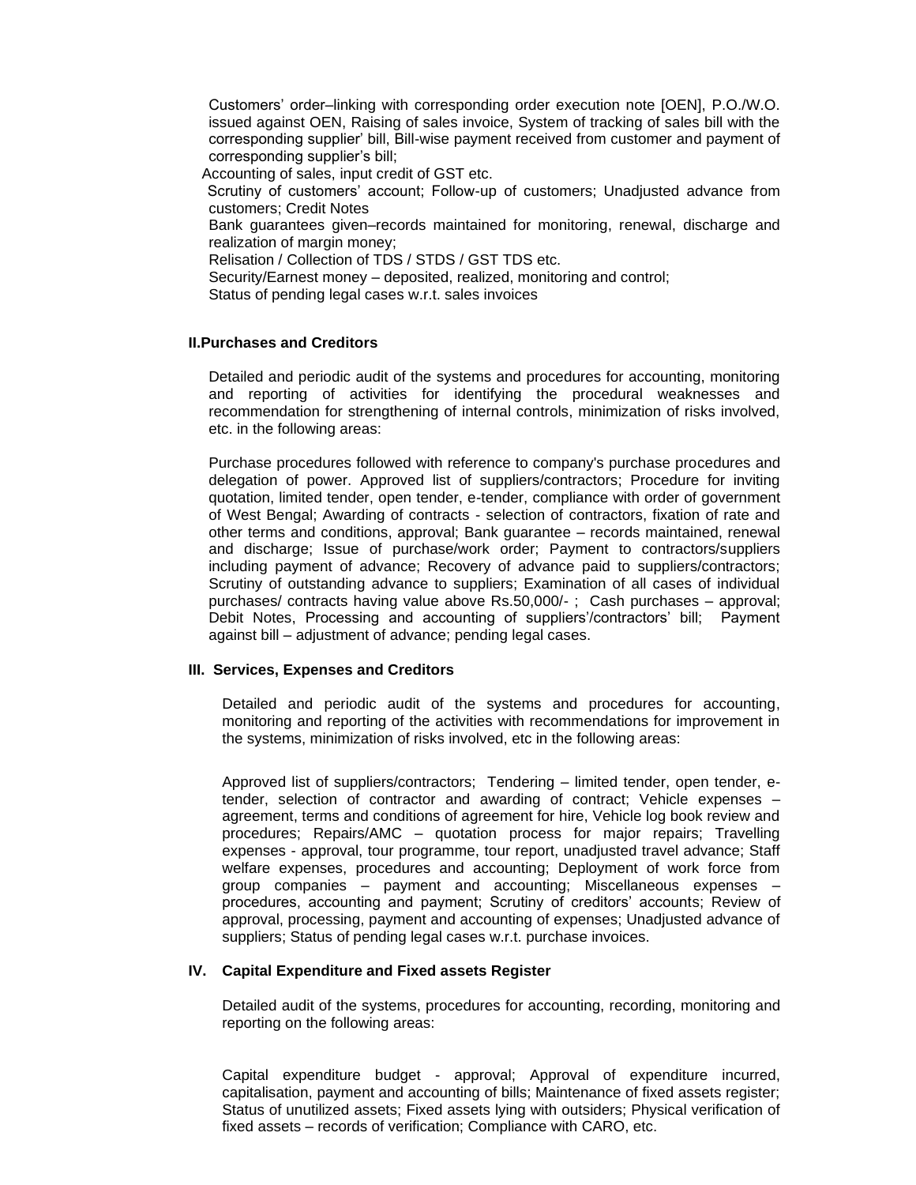Customers' order–linking with corresponding order execution note [OEN], P.O./W.O. issued against OEN, Raising of sales invoice, System of tracking of sales bill with the corresponding supplier' bill, Bill-wise payment received from customer and payment of corresponding supplier's bill;

Accounting of sales, input credit of GST etc.

Scrutiny of customers' account; Follow-up of customers; Unadjusted advance from customers; Credit Notes

Bank guarantees given–records maintained for monitoring, renewal, discharge and realization of margin money;

Relisation / Collection of TDS / STDS / GST TDS etc.

Security/Earnest money – deposited, realized, monitoring and control;

Status of pending legal cases w.r.t. sales invoices

**II.Purchases and Creditors**

Detailed and periodic audit of the systems and procedures for accounting, monitoring and reporting of activities for identifying the procedural weaknesses and recommendation for strengthening of internal controls, minimization of risks involved, etc. in the following areas:

Purchase procedures followed with reference to company's purchase procedures and delegation of power. Approved list of suppliers/contractors; Procedure for inviting quotation, limited tender, open tender, e-tender, compliance with order of government of West Bengal; Awarding of contracts - selection of contractors, fixation of rate and other terms and conditions, approval; Bank guarantee – records maintained, renewal and discharge; Issue of purchase/work order; Payment to contractors/suppliers including payment of advance; Recovery of advance paid to suppliers/contractors; Scrutiny of outstanding advance to suppliers; Examination of all cases of individual purchases/ contracts having value above Rs.50,000/- ; Cash purchases – approval; Debit Notes, Processing and accounting of suppliers'/contractors' bill; Payment against bill – adjustment of advance; pending legal cases.

**III. Services, Expenses and Creditors**

Detailed and periodic audit of the systems and procedures for accounting, monitoring and reporting of the activities with recommendations for improvement in the systems, minimization of risks involved, etc in the following areas:

Approved list of suppliers/contractors; Tendering – limited tender, open tender, e-tender, selection of contractor and awarding of contract; Vehicle expenses – agreement, terms and conditions of agreement for hire, Vehicle log book review and procedures; Repairs/AMC – quotation process for major repairs; Travelling expenses - approval, tour programme, tour report, unadjusted travel advance; Staff welfare expenses, procedures and accounting; Deployment of work force from group companies – payment and accounting; Miscellaneous expenses – procedures, accounting and payment; Scrutiny of creditors' accounts; Review of approval, processing, payment and accounting of expenses; Unadjusted advance of suppliers; Status of pending legal cases w.r.t. purchase invoices.

**IV. Capital Expenditure and Fixed assets Register**

Detailed audit of the systems, procedures for accounting, recording, monitoring and reporting on the following areas:

Capital expenditure budget - approval; Approval of expenditure incurred, capitalisation, payment and accounting of bills; Maintenance of fixed assets register; Status of unutilized assets; Fixed assets lying with outsiders; Physical verification of fixed assets – records of verification; Compliance with CARO, etc.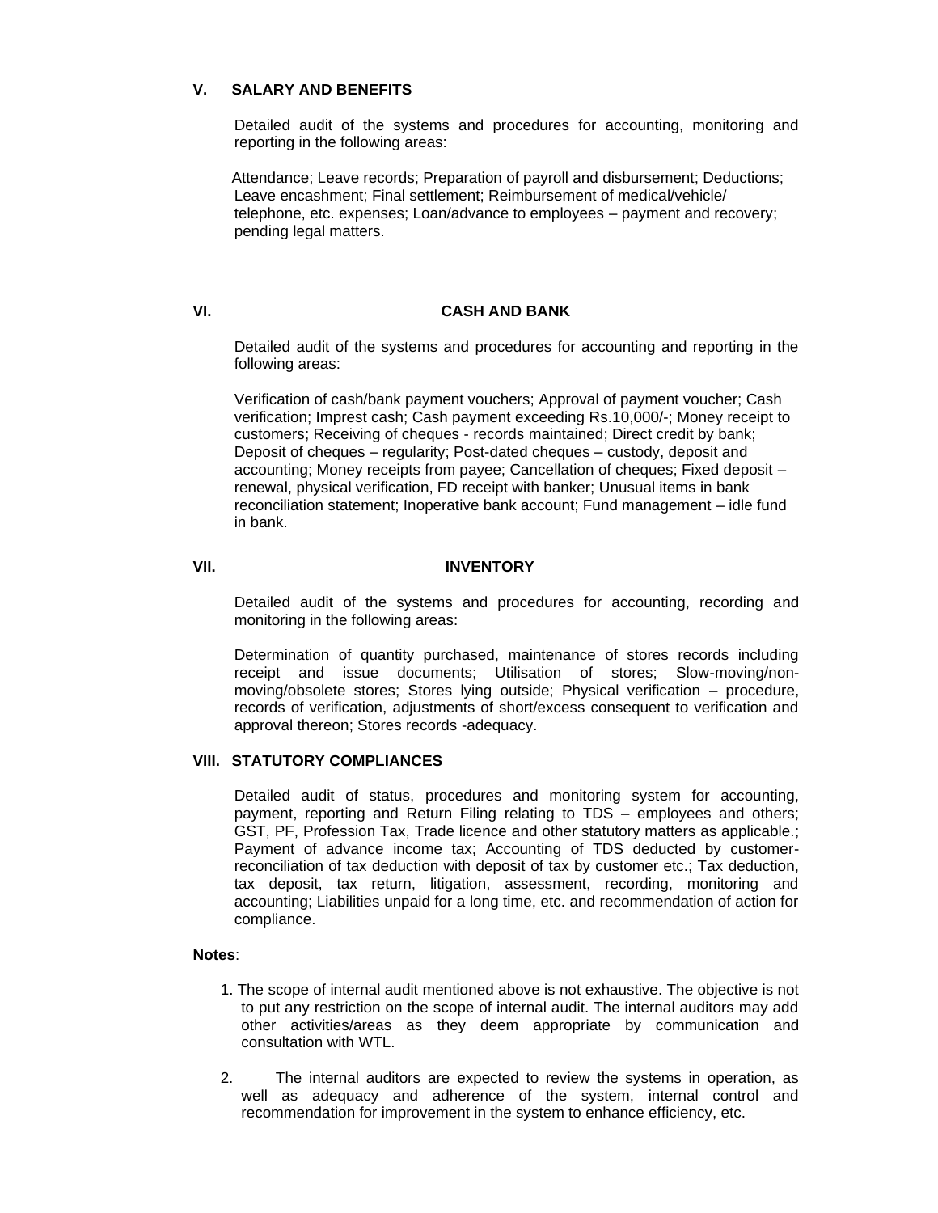## V. SALARY AND BENEFITS

Detailed audit of the systems and procedures for accounting, monitoring and reporting in the following areas:

Attendance; Leave records; Preparation of payroll and disbursement; Deductions; Leave encashment; Final settlement; Reimbursement of medical/vehicle/ telephone, etc. expenses; Loan/advance to employees – payment and recovery; pending legal matters.

## VI. CASH AND BANK

Detailed audit of the systems and procedures for accounting and reporting in the following areas:

Verification of cash/bank payment vouchers; Approval of payment voucher; Cash verification; Imprest cash; Cash payment exceeding Rs.10,000/-; Money receipt to customers; Receiving of cheques - records maintained; Direct credit by bank; Deposit of cheques – regularity; Post-dated cheques – custody, deposit and accounting; Money receipts from payee; Cancellation of cheques; Fixed deposit – renewal, physical verification, FD receipt with banker; Unusual items in bank reconciliation statement; Inoperative bank account; Fund management – idle fund in bank.

## VII. INVENTORY

Detailed audit of the systems and procedures for accounting, recording and monitoring in the following areas:

Determination of quantity purchased, maintenance of stores records including receipt and issue documents; Utilisation of stores; Slow-moving/non-moving/obsolete stores; Stores lying outside; Physical verification – procedure, records of verification, adjustments of short/excess consequent to verification and approval thereon; Stores records -adequacy.

## VIII. STATUTORY COMPLIANCES

Detailed audit of status, procedures and monitoring system for accounting, payment, reporting and Return Filing relating to TDS – employees and others; GST, PF, Profession Tax, Trade licence and other statutory matters as applicable.; Payment of advance income tax; Accounting of TDS deducted by customer-reconciliation of tax deduction with deposit of tax by customer etc.; Tax deduction, tax deposit, tax return, litigation, assessment, recording, monitoring and accounting; Liabilities unpaid for a long time, etc. and recommendation of action for compliance.

**Notes**:

1. The scope of internal audit mentioned above is not exhaustive. The objective is not to put any restriction on the scope of internal audit. The internal auditors may add other activities/areas as they deem appropriate by communication and consultation with WTL.

2. The internal auditors are expected to review the systems in operation, as well as adequacy and adherence of the system, internal control and recommendation for improvement in the system to enhance efficiency, etc.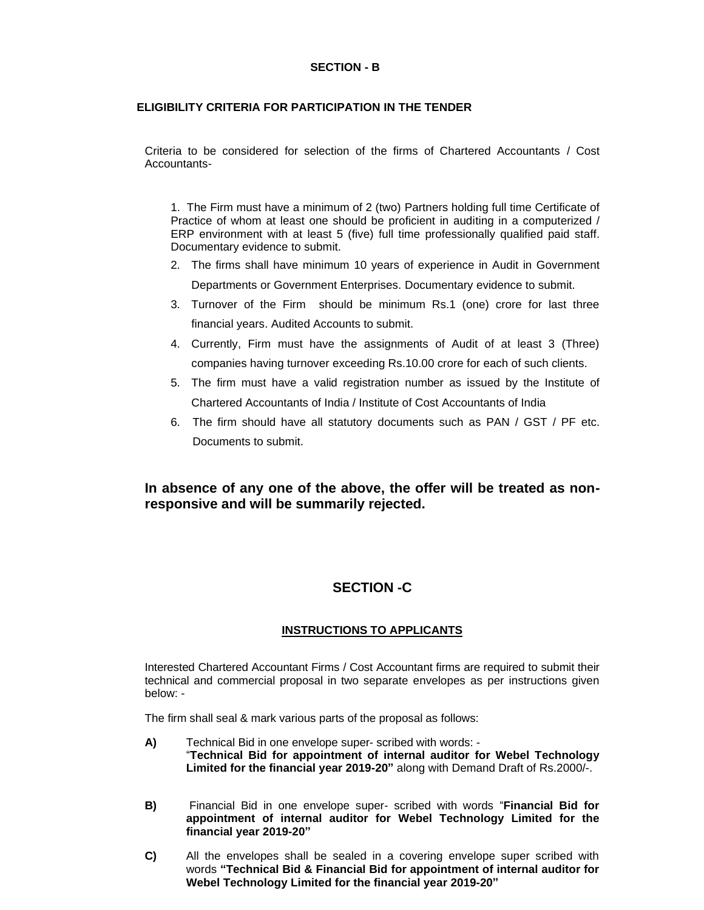## SECTION - B

### ELIGIBILITY CRITERIA FOR PARTICIPATION IN THE TENDER

Criteria to be considered for selection of the firms of Chartered Accountants / Cost Accountants-

1. The Firm must have a minimum of 2 (two) Partners holding full time Certificate of Practice of whom at least one should be proficient in auditing in a computerized / ERP environment with at least 5 (five) full time professionally qualified paid staff. Documentary evidence to submit.
2. The firms shall have minimum 10 years of experience in Audit in Government Departments or Government Enterprises. Documentary evidence to submit.
3. Turnover of the Firm should be minimum Rs.1 (one) crore for last three financial years. Audited Accounts to submit.
4. Currently, Firm must have the assignments of Audit of at least 3 (Three) companies having turnover exceeding Rs.10.00 crore for each of such clients.
5. The firm must have a valid registration number as issued by the Institute of Chartered Accountants of India / Institute of Cost Accountants of India
6. The firm should have all statutory documents such as PAN / GST / PF etc. Documents to submit.

**In absence of any one of the above, the offer will be treated as non-responsive and will be summarily rejected.**

## SECTION -C

### INSTRUCTIONS TO APPLICANTS

Interested Chartered Accountant Firms / Cost Accountant firms are required to submit their technical and commercial proposal in two separate envelopes as per instructions given below: -

The firm shall seal & mark various parts of the proposal as follows:

**A)** Technical Bid in one envelope super- scribed with words: - "**Technical Bid for appointment of internal auditor for Webel Technology Limited for the financial year 2019-20"** along with Demand Draft of Rs.2000/-.

**B)** Financial Bid in one envelope super- scribed with words "**Financial Bid for appointment of internal auditor for Webel Technology Limited for the financial year 2019-20"**

**C)** All the envelopes shall be sealed in a covering envelope super scribed with words **"Technical Bid & Financial Bid for appointment of internal auditor for Webel Technology Limited for the financial year 2019-20"**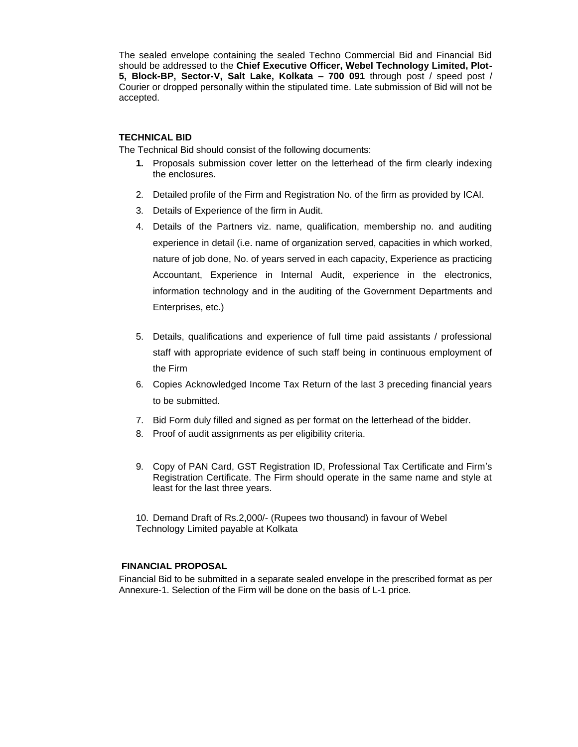The sealed envelope containing the sealed Techno Commercial Bid and Financial Bid should be addressed to the **Chief Executive Officer, Webel Technology Limited, Plot-5, Block-BP, Sector-V, Salt Lake, Kolkata – 700 091** through post / speed post / Courier or dropped personally within the stipulated time. Late submission of Bid will not be accepted.

**TECHNICAL BID**

The Technical Bid should consist of the following documents:

1. Proposals submission cover letter on the letterhead of the firm clearly indexing the enclosures.
2. Detailed profile of the Firm and Registration No. of the firm as provided by ICAI.
3. Details of Experience of the firm in Audit.
4. Details of the Partners viz. name, qualification, membership no. and auditing experience in detail (i.e. name of organization served, capacities in which worked, nature of job done, No. of years served in each capacity, Experience as practicing Accountant, Experience in Internal Audit, experience in the electronics, information technology and in the auditing of the Government Departments and Enterprises, etc.)
5. Details, qualifications and experience of full time paid assistants / professional staff with appropriate evidence of such staff being in continuous employment of the Firm
6. Copies Acknowledged Income Tax Return of the last 3 preceding financial years to be submitted.
7. Bid Form duly filled and signed as per format on the letterhead of the bidder.
8. Proof of audit assignments as per eligibility criteria.
9. Copy of PAN Card, GST Registration ID, Professional Tax Certificate and Firm's Registration Certificate. The Firm should operate in the same name and style at least for the last three years.
10. Demand Draft of Rs.2,000/- (Rupees two thousand) in favour of Webel Technology Limited payable at Kolkata

**FINANCIAL PROPOSAL**

Financial Bid to be submitted in a separate sealed envelope in the prescribed format as per Annexure-1. Selection of the Firm will be done on the basis of L-1 price.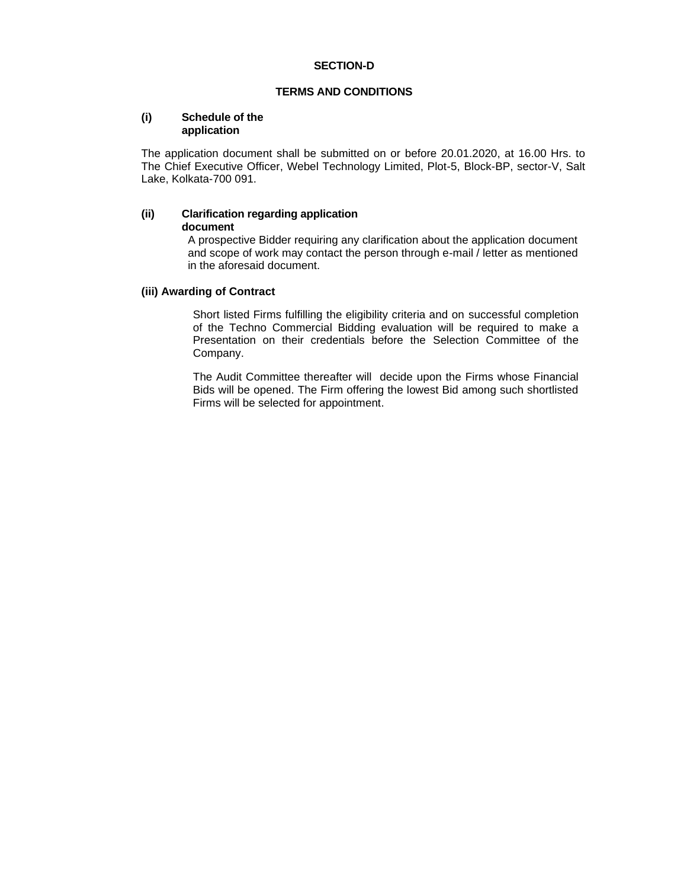## SECTION-D

## TERMS AND CONDITIONS

**(i) Schedule of the application**

The application document shall be submitted on or before 20.01.2020, at 16.00 Hrs. to The Chief Executive Officer, Webel Technology Limited, Plot-5, Block-BP, sector-V, Salt Lake, Kolkata-700 091.

**(ii) Clarification regarding application document**

A prospective Bidder requiring any clarification about the application document and scope of work may contact the person through e-mail / letter as mentioned in the aforesaid document.

**(iii) Awarding of Contract**

Short listed Firms fulfilling the eligibility criteria and on successful completion of the Techno Commercial Bidding evaluation will be required to make a Presentation on their credentials before the Selection Committee of the Company.

The Audit Committee thereafter will decide upon the Firms whose Financial Bids will be opened. The Firm offering the lowest Bid among such shortlisted Firms will be selected for appointment.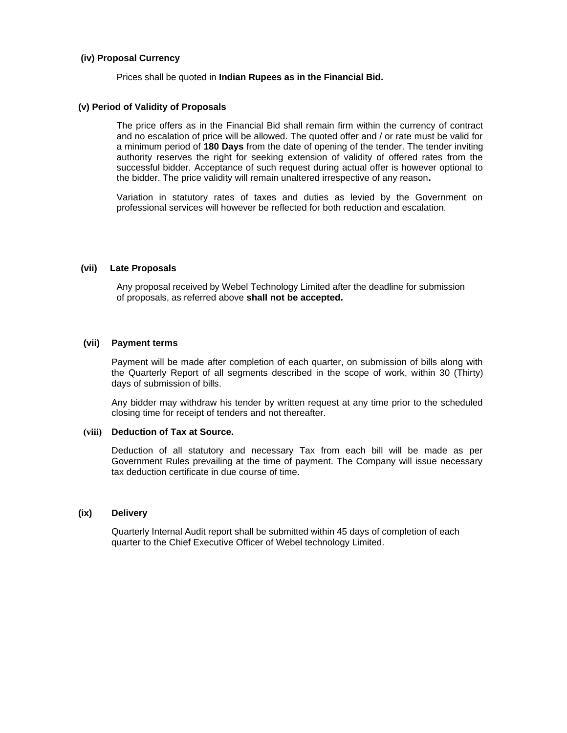**(iv) Proposal Currency**

Prices shall be quoted in **Indian Rupees as in the Financial Bid.**

**(v) Period of Validity of Proposals**

The price offers as in the Financial Bid shall remain firm within the currency of contract and no escalation of price will be allowed. The quoted offer and / or rate must be valid for a minimum period of **180 Days** from the date of opening of the tender. The tender inviting authority reserves the right for seeking extension of validity of offered rates from the successful bidder. Acceptance of such request during actual offer is however optional to the bidder. The price validity will remain unaltered irrespective of any reason**.**

Variation in statutory rates of taxes and duties as levied by the Government on professional services will however be reflected for both reduction and escalation.

**(vii) Late Proposals**

Any proposal received by Webel Technology Limited after the deadline for submission of proposals, as referred above **shall not be accepted.**

**(vii) Payment terms**

Payment will be made after completion of each quarter, on submission of bills along with the Quarterly Report of all segments described in the scope of work, within 30 (Thirty) days of submission of bills.

Any bidder may withdraw his tender by written request at any time prior to the scheduled closing time for receipt of tenders and not thereafter.

**(viii) Deduction of Tax at Source.**

Deduction of all statutory and necessary Tax from each bill will be made as per Government Rules prevailing at the time of payment. The Company will issue necessary tax deduction certificate in due course of time.

**(ix) Delivery**

Quarterly Internal Audit report shall be submitted within 45 days of completion of each quarter to the Chief Executive Officer of Webel technology Limited.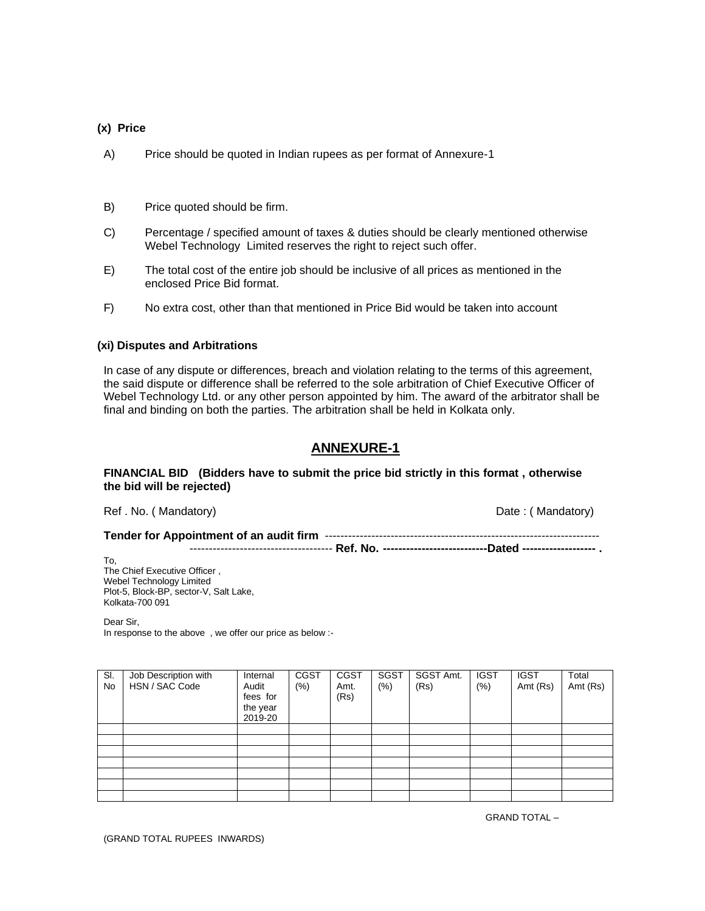**(x) Price**

A) Price should be quoted in Indian rupees as per format of Annexure-1

B) Price quoted should be firm.

C) Percentage / specified amount of taxes & duties should be clearly mentioned otherwise Webel Technology Limited reserves the right to reject such offer.

E) The total cost of the entire job should be inclusive of all prices as mentioned in the enclosed Price Bid format.

F) No extra cost, other than that mentioned in Price Bid would be taken into account

**(xi) Disputes and Arbitrations**

In case of any dispute or differences, breach and violation relating to the terms of this agreement, the said dispute or difference shall be referred to the sole arbitration of Chief Executive Officer of Webel Technology Ltd. or any other person appointed by him. The award of the arbitrator shall be final and binding on both the parties. The arbitration shall be held in Kolkata only.

## ANNEXURE-1

**FINANCIAL BID (Bidders have to submit the price bid strictly in this format , otherwise the bid will be rejected)**

Ref . No. ( Mandatory) Date : ( Mandatory)

**Tender for Appointment of an audit firm** ------------------------------------------------------------------------- ------------------------------------- **Ref. No. ---------------------------Dated ------------------- .**

To,
The Chief Executive Officer ,
Webel Technology Limited
Plot-5, Block-BP, sector-V, Salt Lake,
Kolkata-700 091

Dear Sir,
In response to the above , we offer our price as below :-

| Sl. No | Job Description with HSN / SAC Code | Internal Audit fees for the year 2019-20 | CGST (%) | CGST Amt. (Rs) | SGST (%) | SGST Amt. (Rs) | IGST (%) | IGST Amt (Rs) | Total Amt (Rs) |
|---|---|---|---|---|---|---|---|---|---|
| | | | | | | | | | |
| | | | | | | | | | |
| | | | | | | | | | |
| | | | | | | | | | |
| | | | | | | | | | |
| | | | | | | | | | |
| | | | | | | | | | |

GRAND TOTAL –

(GRAND TOTAL RUPEES INWARDS)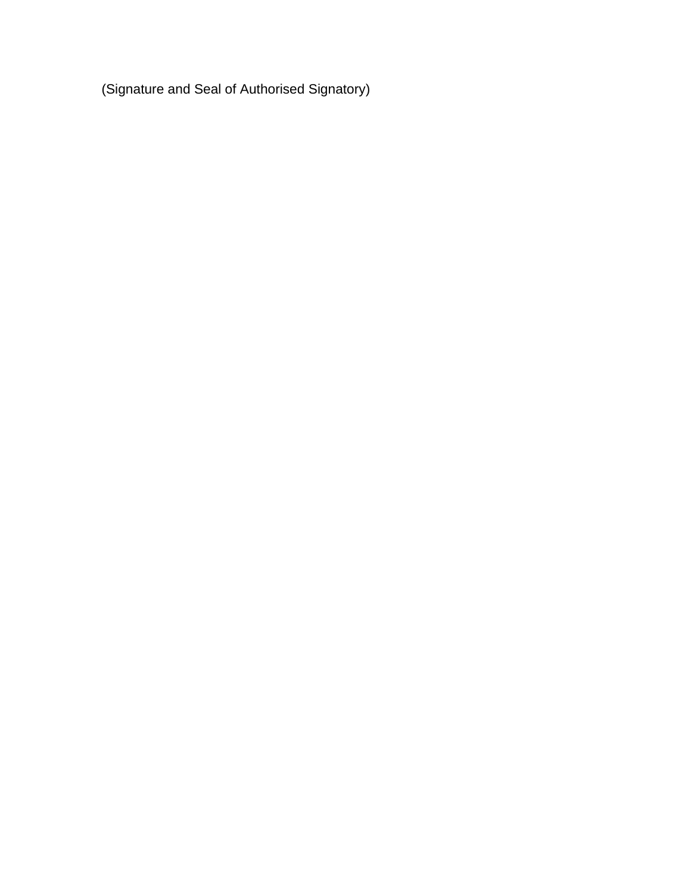(Signature and Seal of Authorised Signatory)